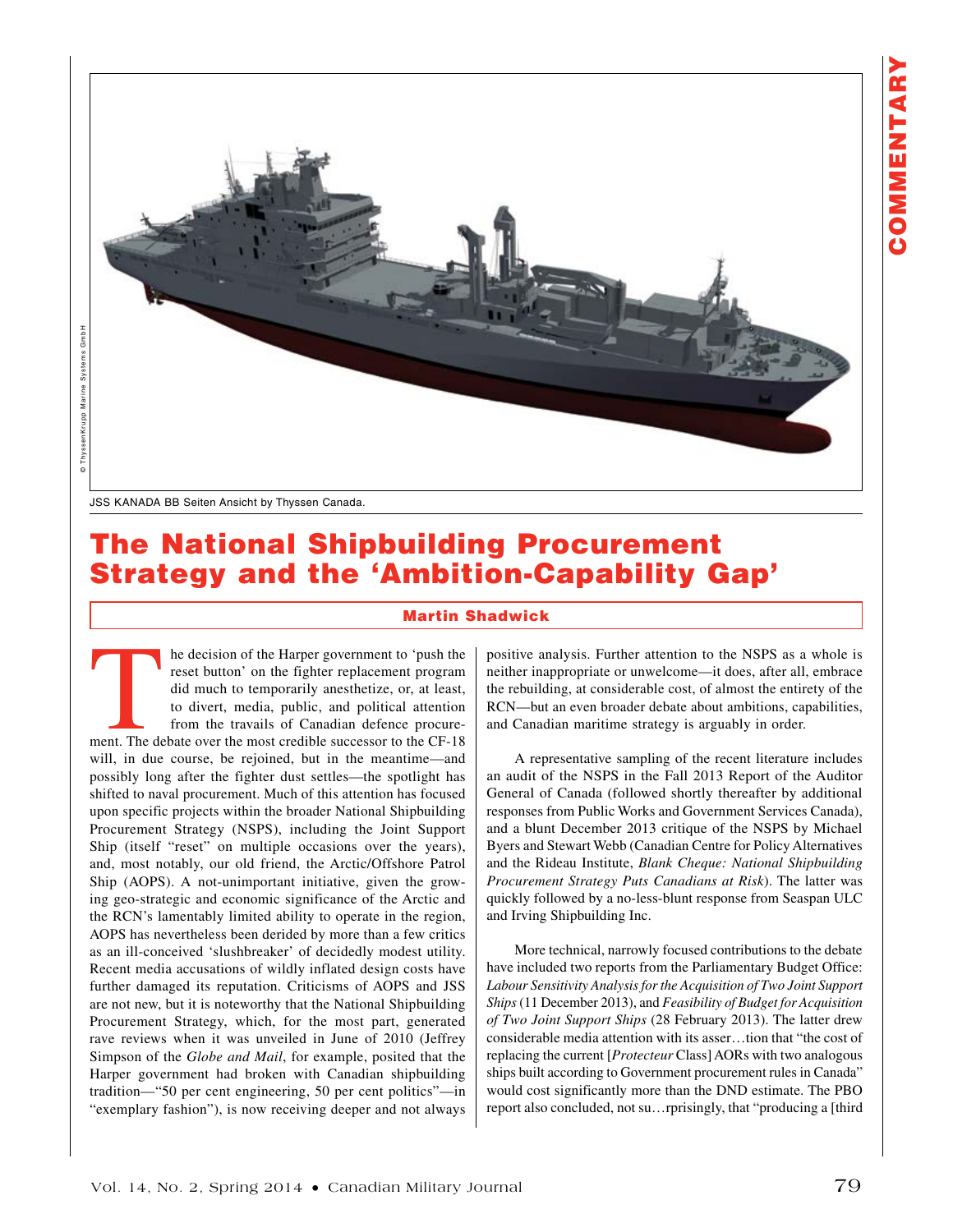JSS KANADA BB Seiten Ansicht by Thyssen Canada.

# The National Shipbuilding Procurement Strategy and the 'Ambition-Capability Gap'

**Martin Shadwick**

The decision of the Harper government to 'push the reset button' on the fighter replacement program did much to temporarily anesthetize, or, at least, to divert, media, public, and political attention from the travails of Canadian defence procurement. The debate over the most credible successor to the CF-18 will, in due course, be rejoined, but in the meantime—and possibly long after the fighter dust settles—the spotlight has shifted to naval procurement. Much of this attention has focused upon specific projects within the broader National Shipbuilding Procurement Strategy (NSPS), including the Joint Support Ship (itself "reset" on multiple occasions over the years), and, most notably, our old friend, the Arctic/Offshore Patrol Ship (AOPS). A not-unimportant initiative, given the growing geo-strategic and economic significance of the Arctic and the RCN's lamentably limited ability to operate in the region, AOPS has nevertheless been derided by more than a few critics as an ill-conceived 'slushbreaker' of decidedly modest utility. Recent media accusations of wildly inflated design costs have further damaged its reputation. Criticisms of AOPS and JSS are not new, but it is noteworthy that the National Shipbuilding Procurement Strategy, which, for the most part, generated rave reviews when it was unveiled in June of 2010 (Jeffrey Simpson of the *Globe and Mail*, for example, posited that the Harper government had broken with Canadian shipbuilding tradition—"50 per cent engineering, 50 per cent politics"—in "exemplary fashion"), is now receiving deeper and not always positive analysis. Further attention to the NSPS as a whole is neither inappropriate or unwelcome—it does, after all, embrace the rebuilding, at considerable cost, of almost the entirety of the RCN—but an even broader debate about ambitions, capabilities, and Canadian maritime strategy is arguably in order.

A representative sampling of the recent literature includes an audit of the NSPS in the Fall 2013 Report of the Auditor General of Canada (followed shortly thereafter by additional responses from Public Works and Government Services Canada), and a blunt December 2013 critique of the NSPS by Michael Byers and Stewart Webb (Canadian Centre for Policy Alternatives and the Rideau Institute, *Blank Cheque: National Shipbuilding Procurement Strategy Puts Canadians at Risk*). The latter was quickly followed by a no-less-blunt response from Seaspan ULC and Irving Shipbuilding Inc.

More technical, narrowly focused contributions to the debate have included two reports from the Parliamentary Budget Office: *Labour Sensitivity Analysis for the Acquisition of Two Joint Support Ships* (11 December 2013), and *Feasibility of Budget for Acquisition of Two Joint Support Ships* (28 February 2013). The latter drew considerable media attention with its asser…tion that "the cost of replacing the current [*Protecteur* Class] AORs with two analogous ships built according to Government procurement rules in Canada" would cost significantly more than the DND estimate. The PBO report also concluded, not su…rprisingly, that "producing a [third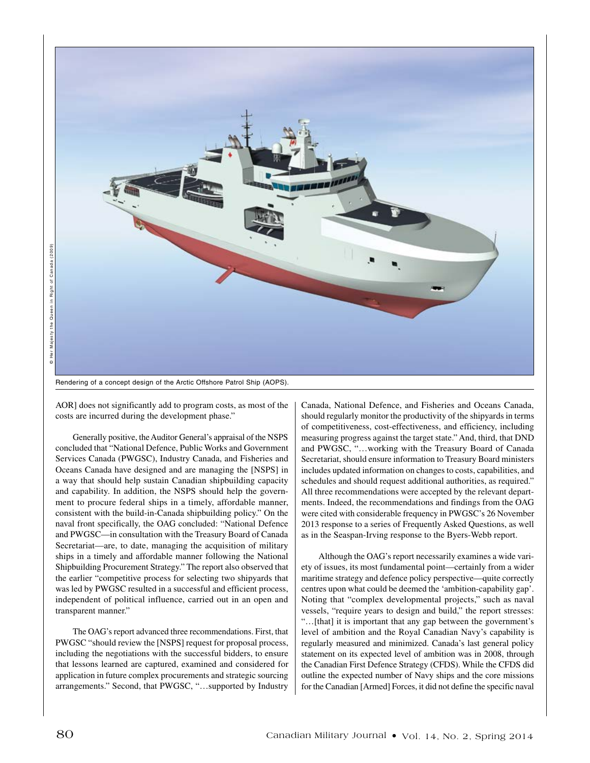Rendering of a concept design of the Arctic Offshore Patrol Ship (AOPS).

AOR] does not significantly add to program costs, as most of the costs are incurred during the development phase."

Generally positive, the Auditor General's appraisal of the NSPS concluded that "National Defence, Public Works and Government Services Canada (PWGSC), Industry Canada, and Fisheries and Oceans Canada have designed and are managing the [NSPS] in a way that should help sustain Canadian shipbuilding capacity and capability. In addition, the NSPS should help the government to procure federal ships in a timely, affordable manner, consistent with the build-in-Canada shipbuilding policy." On the naval front specifically, the OAG concluded: "National Defence and PWGSC—in consultation with the Treasury Board of Canada Secretariat—are, to date, managing the acquisition of military ships in a timely and affordable manner following the National Shipbuilding Procurement Strategy." The report also observed that the earlier "competitive process for selecting two shipyards that was led by PWGSC resulted in a successful and efficient process, independent of political influence, carried out in an open and transparent manner."

The OAG's report advanced three recommendations. First, that PWGSC "should review the [NSPS] request for proposal process, including the negotiations with the successful bidders, to ensure that lessons learned are captured, examined and considered for application in future complex procurements and strategic sourcing arrangements." Second, that PWGSC, "…supported by Industry Canada, National Defence, and Fisheries and Oceans Canada, should regularly monitor the productivity of the shipyards in terms of competitiveness, cost-effectiveness, and efficiency, including measuring progress against the target state." And, third, that DND and PWGSC, "…working with the Treasury Board of Canada Secretariat, should ensure information to Treasury Board ministers includes updated information on changes to costs, capabilities, and schedules and should request additional authorities, as required." All three recommendations were accepted by the relevant departments. Indeed, the recommendations and findings from the OAG were cited with considerable frequency in PWGSC's 26 November 2013 response to a series of Frequently Asked Questions, as well as in the Seaspan-Irving response to the Byers-Webb report.

Although the OAG's report necessarily examines a wide variety of issues, its most fundamental point—certainly from a wider maritime strategy and defence policy perspective—quite correctly centres upon what could be deemed the 'ambition-capability gap'. Noting that "complex developmental projects," such as naval vessels, "require years to design and build," the report stresses: "…[that] it is important that any gap between the government's level of ambition and the Royal Canadian Navy's capability is regularly measured and minimized. Canada's last general policy statement on its expected level of ambition was in 2008, through the Canadian First Defence Strategy (CFDS). While the CFDS did outline the expected number of Navy ships and the core missions for the Canadian [Armed] Forces, it did not define the specific naval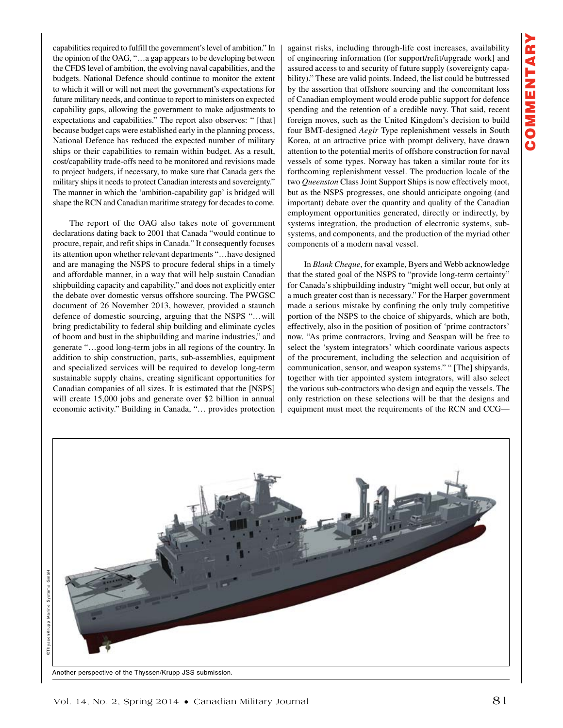capabilities required to fulfill the government's level of ambition." In the opinion of the OAG, "…a gap appears to be developing between the CFDS level of ambition, the evolving naval capabilities, and the budgets. National Defence should continue to monitor the extent to which it will or will not meet the government's expectations for future military needs, and continue to report to ministers on expected capability gaps, allowing the government to make adjustments to expectations and capabilities." The report also observes: " [that] because budget caps were established early in the planning process, National Defence has reduced the expected number of military ships or their capabilities to remain within budget. As a result, cost/capability trade-offs need to be monitored and revisions made to project budgets, if necessary, to make sure that Canada gets the military ships it needs to protect Canadian interests and sovereignty." The manner in which the 'ambition-capability gap' is bridged will shape the RCN and Canadian maritime strategy for decades to come.

The report of the OAG also takes note of government declarations dating back to 2001 that Canada "would continue to procure, repair, and refit ships in Canada." It consequently focuses its attention upon whether relevant departments "…have designed and are managing the NSPS to procure federal ships in a timely and affordable manner, in a way that will help sustain Canadian shipbuilding capacity and capability," and does not explicitly enter the debate over domestic versus offshore sourcing. The PWGSC document of 26 November 2013, however, provided a staunch defence of domestic sourcing, arguing that the NSPS "…will bring predictability to federal ship building and eliminate cycles of boom and bust in the shipbuilding and marine industries," and generate "…good long-term jobs in all regions of the country. In addition to ship construction, parts, sub-assemblies, equipment and specialized services will be required to develop long-term sustainable supply chains, creating significant opportunities for Canadian companies of all sizes. It is estimated that the [NSPS] will create 15,000 jobs and generate over $2 billion in annual economic activity." Building in Canada, "… provides protection against risks, including through-life cost increases, availability of engineering information (for support/refit/upgrade work] and assured access to and security of future supply (sovereignty capability)." These are valid points. Indeed, the list could be buttressed by the assertion that offshore sourcing and the concomitant loss of Canadian employment would erode public support for defence spending and the retention of a credible navy. That said, recent foreign moves, such as the United Kingdom's decision to build four BMT-designed *Aegir* Type replenishment vessels in South Korea, at an attractive price with prompt delivery, have drawn attention to the potential merits of offshore construction for naval vessels of some types. Norway has taken a similar route for its forthcoming replenishment vessel. The production locale of the two *Queenston* Class Joint Support Ships is now effectively moot, but as the NSPS progresses, one should anticipate ongoing (and important) debate over the quantity and quality of the Canadian employment opportunities generated, directly or indirectly, by systems integration, the production of electronic systems, sub-systems, and components, and the production of the myriad other components of a modern naval vessel.

In *Blank Cheque*, for example, Byers and Webb acknowledge that the stated goal of the NSPS to "provide long-term certainty" for Canada's shipbuilding industry "might well occur, but only at a much greater cost than is necessary." For the Harper government made a serious mistake by confining the only truly competitive portion of the NSPS to the choice of shipyards, which are both, effectively, also in the position of position of 'prime contractors' now. "As prime contractors, Irving and Seaspan will be free to select the 'system integrators' which coordinate various aspects of the procurement, including the selection and acquisition of communication, sensor, and weapon systems." " [The] shipyards, together with tier appointed system integrators, will also select the various sub-contractors who design and equip the vessels. The only restriction on these selections will be that the designs and equipment must meet the requirements of the RCN and CCG—

©ThyssenKrupp Marine Systems GmbH

Another perspective of the Thyssen/Krupp JSS submission.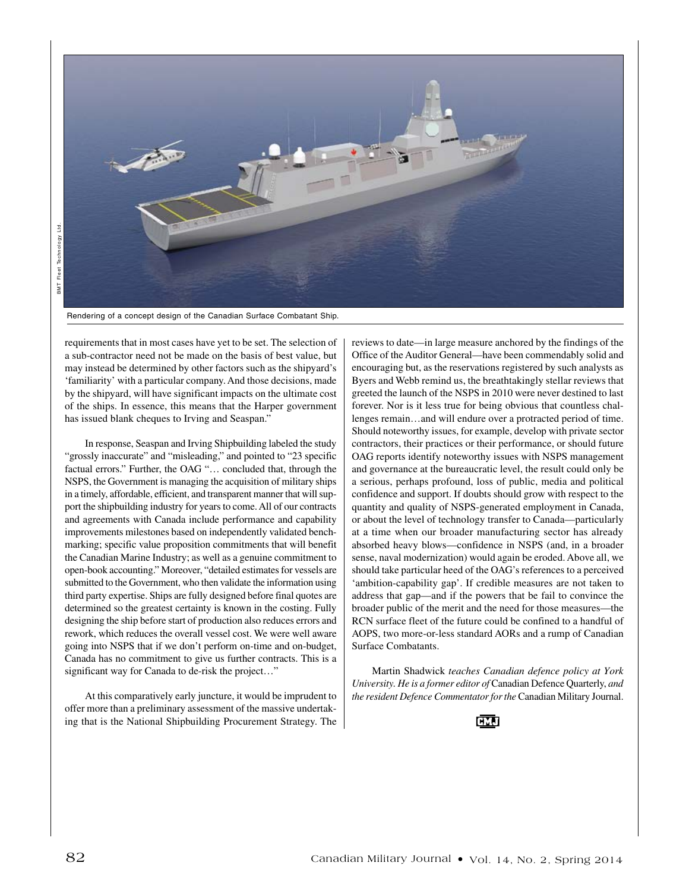Rendering of a concept design of the Canadian Surface Combatant Ship.

requirements that in most cases have yet to be set. The selection of a sub-contractor need not be made on the basis of best value, but may instead be determined by other factors such as the shipyard's 'familiarity' with a particular company. And those decisions, made by the shipyard, will have significant impacts on the ultimate cost of the ships. In essence, this means that the Harper government has issued blank cheques to Irving and Seaspan."

In response, Seaspan and Irving Shipbuilding labeled the study "grossly inaccurate" and "misleading," and pointed to "23 specific factual errors." Further, the OAG "… concluded that, through the NSPS, the Government is managing the acquisition of military ships in a timely, affordable, efficient, and transparent manner that will support the shipbuilding industry for years to come. All of our contracts and agreements with Canada include performance and capability improvements milestones based on independently validated benchmarking; specific value proposition commitments that will benefit the Canadian Marine Industry; as well as a genuine commitment to open-book accounting." Moreover, "detailed estimates for vessels are submitted to the Government, who then validate the information using third party expertise. Ships are fully designed before final quotes are determined so the greatest certainty is known in the costing. Fully designing the ship before start of production also reduces errors and rework, which reduces the overall vessel cost. We were well aware going into NSPS that if we don't perform on-time and on-budget, Canada has no commitment to give us further contracts. This is a significant way for Canada to de-risk the project…"

At this comparatively early juncture, it would be imprudent to offer more than a preliminary assessment of the massive undertaking that is the National Shipbuilding Procurement Strategy. The reviews to date—in large measure anchored by the findings of the Office of the Auditor General—have been commendably solid and encouraging but, as the reservations registered by such analysts as Byers and Webb remind us, the breathtakingly stellar reviews that greeted the launch of the NSPS in 2010 were never destined to last forever. Nor is it less true for being obvious that countless challenges remain…and will endure over a protracted period of time. Should noteworthy issues, for example, develop with private sector contractors, their practices or their performance, or should future OAG reports identify noteworthy issues with NSPS management and governance at the bureaucratic level, the result could only be a serious, perhaps profound, loss of public, media and political confidence and support. If doubts should grow with respect to the quantity and quality of NSPS-generated employment in Canada, or about the level of technology transfer to Canada—particularly at a time when our broader manufacturing sector has already absorbed heavy blows—confidence in NSPS (and, in a broader sense, naval modernization) would again be eroded. Above all, we should take particular heed of the OAG's references to a perceived 'ambition-capability gap'. If credible measures are not taken to address that gap—and if the powers that be fail to convince the broader public of the merit and the need for those measures—the RCN surface fleet of the future could be confined to a handful of AOPS, two more-or-less standard AORs and a rump of Canadian Surface Combatants.

Martin Shadwick *teaches Canadian defence policy at York University. He is a former editor of* Canadian Defence Quarterly, *and the resident Defence Commentator for the* Canadian Military Journal.